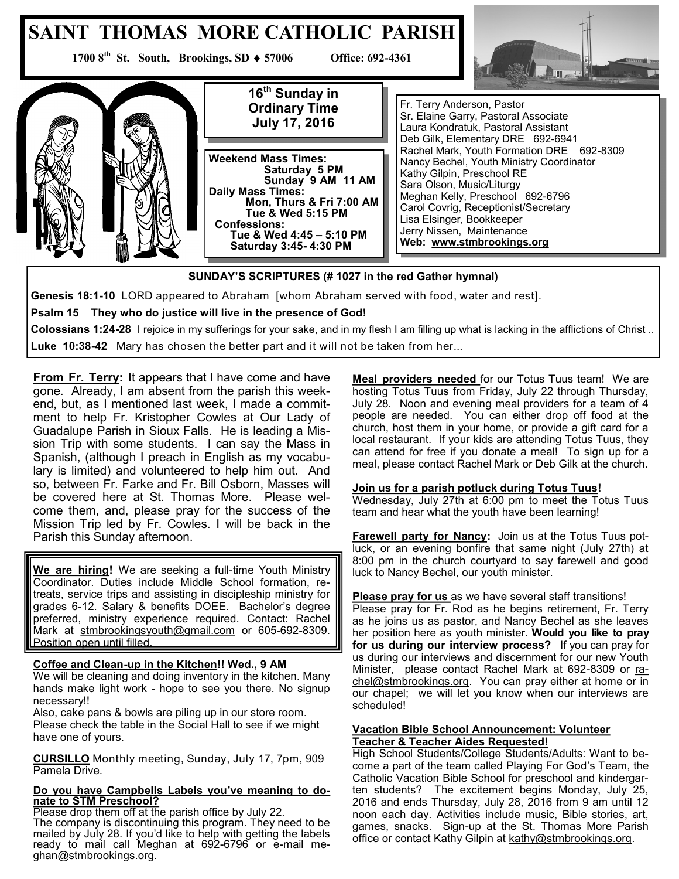# SAINT THOMAS MORE CATHOLIC PARISH

**1700 8th St. South, Brookings, SD ♦ 57006 Office: 692-4361**

**16th Sunday in Ordinary Time**
**July 17, 2016**

**Weekend Mass Times:**
**Saturday 5 PM**
**Sunday 9 AM 11 AM**
**Daily Mass Times:**
**Mon, Thurs & Fri 7:00 AM**
**Tue & Wed 5:15 PM**
**Confessions:**
**Tue & Wed 4:45 – 5:10 PM**
**Saturday 3:45- 4:30 PM**

Fr. Terry Anderson, Pastor
Sr. Elaine Garry, Pastoral Associate
Laura Kondratuk, Pastoral Assistant
Deb Gilk, Elementary DRE 692-6941
Rachel Mark, Youth Formation DRE 692-8309
Nancy Bechel, Youth Ministry Coordinator
Kathy Gilpin, Preschool RE
Sara Olson, Music/Liturgy
Meghan Kelly, Preschool 692-6796
Carol Covrig, Receptionist/Secretary
Lisa Elsinger, Bookkeeper
Jerry Nissen, Maintenance
**Web: www.stmbrookings.org**

**SUNDAY'S SCRIPTURES (# 1027 in the red Gather hymnal)**

**Genesis 18:1-10** LORD appeared to Abraham [whom Abraham served with food, water and rest].

**Psalm 15 They who do justice will live in the presence of God!**

**Colossians 1:24-28** I rejoice in my sufferings for your sake, and in my flesh I am filling up what is lacking in the afflictions of Christ ..

**Luke 10:38-42** Mary has chosen the better part and it will not be taken from her...

**From Fr. Terry:** It appears that I have come and have gone. Already, I am absent from the parish this weekend, but, as I mentioned last week, I made a commitment to help Fr. Kristopher Cowles at Our Lady of Guadalupe Parish in Sioux Falls. He is leading a Mission Trip with some students. I can say the Mass in Spanish, (although I preach in English as my vocabulary is limited) and volunteered to help him out. And so, between Fr. Farke and Fr. Bill Osborn, Masses will be covered here at St. Thomas More. Please welcome them, and, please pray for the success of the Mission Trip led by Fr. Cowles. I will be back in the Parish this Sunday afternoon.

**We are hiring!** We are seeking a full-time Youth Ministry Coordinator. Duties include Middle School formation, retreats, service trips and assisting in discipleship ministry for grades 6-12. Salary & benefits DOEE. Bachelor's degree preferred, ministry experience required. Contact: Rachel Mark at stmbrookingsyouth@gmail.com or 605-692-8309. Position open until filled.

**Coffee and Clean-up in the Kitchen!! Wed., 9 AM**
We will be cleaning and doing inventory in the kitchen. Many hands make light work - hope to see you there. No signup necessary!!
Also, cake pans & bowls are piling up in our store room. Please check the table in the Social Hall to see if we might have one of yours.

**CURSILLO** Monthly meeting, Sunday, July 17, 7pm, 909 Pamela Drive.

**Do you have Campbells Labels you've meaning to donate to STM Preschool?**
Please drop them off at the parish office by July 22.
The company is discontinuing this program. They need to be mailed by July 28. If you'd like to help with getting the labels ready to mail call Meghan at 692-6796 or e-mail meghan@stmbrookings.org.

**Meal providers needed** for our Totus Tuus team! We are hosting Totus Tuus from Friday, July 22 through Thursday, July 28. Noon and evening meal providers for a team of 4 people are needed. You can either drop off food at the church, host them in your home, or provide a gift card for a local restaurant. If your kids are attending Totus Tuus, they can attend for free if you donate a meal! To sign up for a meal, please contact Rachel Mark or Deb Gilk at the church.

**Join us for a parish potluck during Totus Tuus!**
Wednesday, July 27th at 6:00 pm to meet the Totus Tuus team and hear what the youth have been learning!

**Farewell party for Nancy:** Join us at the Totus Tuus potluck, or an evening bonfire that same night (July 27th) at 8:00 pm in the church courtyard to say farewell and good luck to Nancy Bechel, our youth minister.

**Please pray for us** as we have several staff transitions! Please pray for Fr. Rod as he begins retirement, Fr. Terry as he joins us as pastor, and Nancy Bechel as she leaves her position here as youth minister. **Would you like to pray for us during our interview process?** If you can pray for us during our interviews and discernment for our new Youth Minister, please contact Rachel Mark at 692-8309 or rachel@stmbrookings.org. You can pray either at home or in our chapel; we will let you know when our interviews are scheduled!

**Vacation Bible School Announcement: Volunteer Teacher & Teacher Aides Requested!**
High School Students/College Students/Adults: Want to become a part of the team called Playing For God's Team, the Catholic Vacation Bible School for preschool and kindergarten students? The excitement begins Monday, July 25, 2016 and ends Thursday, July 28, 2016 from 9 am until 12 noon each day. Activities include music, Bible stories, art, games, snacks. Sign-up at the St. Thomas More Parish office or contact Kathy Gilpin at kathy@stmbrookings.org.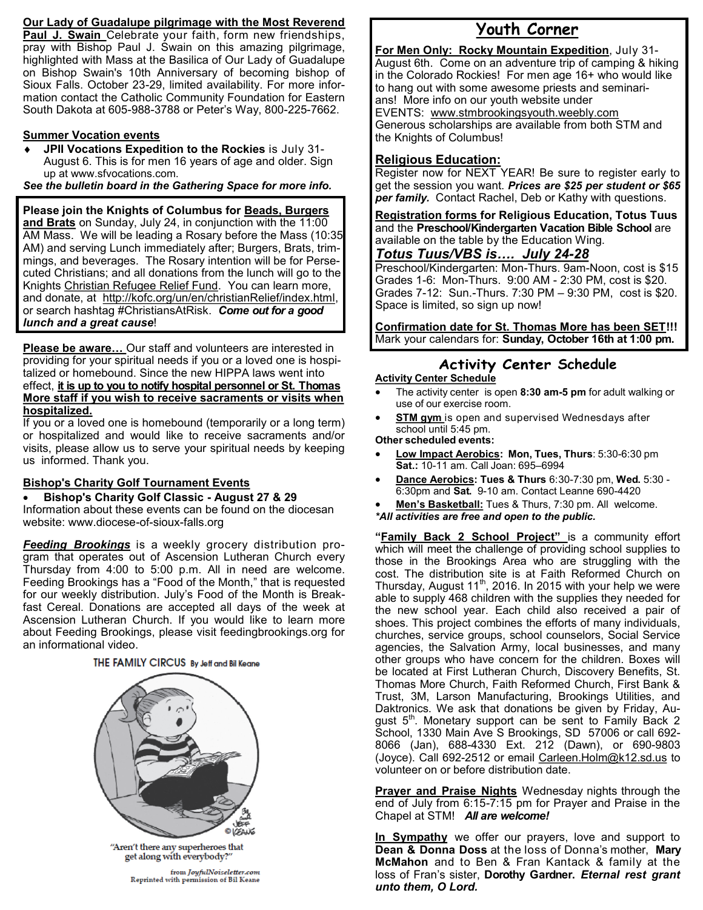**Our Lady of Guadalupe pilgrimage with the Most Reverend Paul J. Swain** Celebrate your faith, form new friendships, pray with Bishop Paul J. Swain on this amazing pilgrimage, highlighted with Mass at the Basilica of Our Lady of Guadalupe on Bishop Swain's 10th Anniversary of becoming bishop of Sioux Falls. October 23-29, limited availability. For more information contact the Catholic Community Foundation for Eastern South Dakota at 605-988-3788 or Peter's Way, 800-225-7662.

**Summer Vocation events**

- **JPII Vocations Expedition to the Rockies** is July 31-August 6. This is for men 16 years of age and older. Sign up at www.sfvocations.com.

***See the bulletin board in the Gathering Space for more info.***

**Please join the Knights of Columbus for Beads, Burgers and Brats** on Sunday, July 24, in conjunction with the 11:00 AM Mass. We will be leading a Rosary before the Mass (10:35 AM) and serving Lunch immediately after; Burgers, Brats, trimmings, and beverages. The Rosary intention will be for Persecuted Christians; and all donations from the lunch will go to the Knights Christian Refugee Relief Fund. You can learn more, and donate, at http://kofc.org/un/en/christianRelief/index.html, or search hashtag #ChristiansAtRisk. ***Come out for a good lunch and a great cause***!

**Please be aware…** Our staff and volunteers are interested in providing for your spiritual needs if you or a loved one is hospitalized or homebound. Since the new HIPPA laws went into effect, **it is up to you to notify hospital personnel or St. Thomas More staff if you wish to receive sacraments or visits when hospitalized.**

If you or a loved one is homebound (temporarily or a long term) or hospitalized and would like to receive sacraments and/or visits, please allow us to serve your spiritual needs by keeping us informed. Thank you.

**Bishop's Charity Golf Tournament Events**

- **Bishop's Charity Golf Classic - August 27 & 29**

Information about these events can be found on the diocesan website: www.diocese-of-sioux-falls.org

***Feeding Brookings*** is a weekly grocery distribution program that operates out of Ascension Lutheran Church every Thursday from 4:00 to 5:00 p.m. All in need are welcome. Feeding Brookings has a "Food of the Month," that is requested for our weekly distribution. July's Food of the Month is Breakfast Cereal. Donations are accepted all days of the week at Ascension Lutheran Church. If you would like to learn more about Feeding Brookings, please visit feedingbrookings.org for an informational video.

THE FAMILY CIRCUS By Jeff and Bil Keane

"Aren't there any superheroes that get along with everybody?"

from *JoyfulNoiseletter.com*
Reprinted with permission of Bil Keane

## Youth Corner

**For Men Only: Rocky Mountain Expedition**, July 31-August 6th. Come on an adventure trip of camping & hiking in the Colorado Rockies! For men age 16+ who would like to hang out with some awesome priests and seminarians! More info on our youth website under EVENTS: www.stmbrookingsyouth.weebly.com

Generous scholarships are available from both STM and the Knights of Columbus!

### Religious Education:

Register now for NEXT YEAR! Be sure to register early to get the session you want. ***Prices are $25 per student or $65 per family.*** Contact Rachel, Deb or Kathy with questions.

**Registration forms for Religious Education, Totus Tuus** and the **Preschool/Kindergarten Vacation Bible School** are available on the table by the Education Wing.

### *Totus Tuus/VBS is…. July 24-28*

Preschool/Kindergarten: Mon-Thurs. 9am-Noon, cost is $15
Grades 1-6: Mon-Thurs. 9:00 AM - 2:30 PM, cost is $20.
Grades 7-12: Sun.-Thurs. 7:30 PM – 9:30 PM, cost is $20.
Space is limited, so sign up now!

**Confirmation date for St. Thomas More has been SET!!!** Mark your calendars for: **Sunday, October 16th at 1:00 pm.**

## Activity Center Schedule

**Activity Center Schedule**

- The activity center is open **8:30 am-5 pm** for adult walking or use of our exercise room.
- **STM gym** is open and supervised Wednesdays after school until 5:45 pm.

**Other scheduled events:**

- **Low Impact Aerobics: Mon, Tues, Thurs**: 5:30-6:30 pm **Sat.:** 10-11 am. Call Joan: 695–6994
- **Dance Aerobics: Tues & Thurs** 6:30-7:30 pm, **Wed.** 5:30 - 6:30pm and **Sat.** 9-10 am. Contact Leanne 690-4420
- **Men's Basketball:** Tues & Thurs, 7:30 pm. All welcome.

***All activities are free and open to the public.***

**"Family Back 2 School Project"** is a community effort which will meet the challenge of providing school supplies to those in the Brookings Area who are struggling with the cost. The distribution site is at Faith Reformed Church on Thursday, August 11th, 2016. In 2015 with your help we were able to supply 468 children with the supplies they needed for the new school year. Each child also received a pair of shoes. This project combines the efforts of many individuals, churches, service groups, school counselors, Social Service agencies, the Salvation Army, local businesses, and many other groups who have concern for the children. Boxes will be located at First Lutheran Church, Discovery Benefits, St. Thomas More Church, Faith Reformed Church, First Bank & Trust, 3M, Larson Manufacturing, Brookings Utilities, and Daktronics. We ask that donations be given by Friday, August 5th. Monetary support can be sent to Family Back 2 School, 1330 Main Ave S Brookings, SD 57006 or call 692-8066 (Jan), 688-4330 Ext. 212 (Dawn), or 690-9803 (Joyce). Call 692-2512 or email Carleen.Holm@k12.sd.us to volunteer on or before distribution date.

**Prayer and Praise Nights** Wednesday nights through the end of July from 6:15-7:15 pm for Prayer and Praise in the Chapel at STM! ***All are welcome!***

**In Sympathy** we offer our prayers, love and support to **Dean & Donna Doss** at the loss of Donna's mother, **Mary McMahon** and to Ben & Fran Kantack & family at the loss of Fran's sister, **Dorothy Gardner.** ***Eternal rest grant unto them, O Lord.***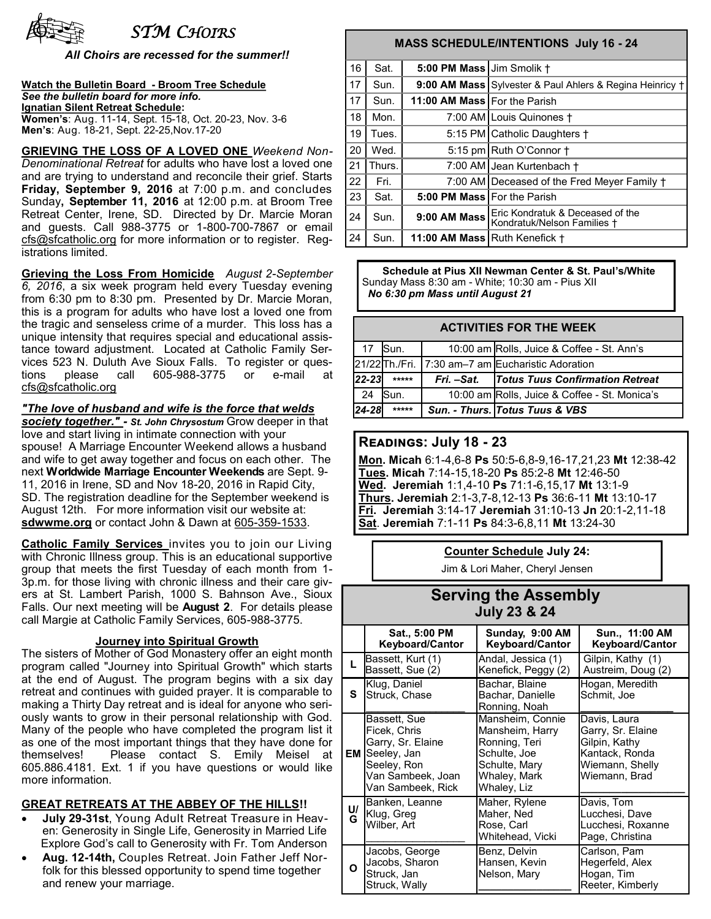## STM Choirs

*All Choirs are recessed for the summer!!*

**Watch the Bulletin Board - Broom Tree Schedule**
***See the bulletin board for more info.***
**Ignatian Silent Retreat Schedule:**
**Women's**: Aug. 11-14, Sept. 15-18, Oct. 20-23, Nov. 3-6
**Men's**: Aug. 18-21, Sept. 22-25,Nov.17-20

**GRIEVING THE LOSS OF A LOVED ONE** *Weekend Non-Denominational Retreat* for adults who have lost a loved one and are trying to understand and reconcile their grief. Starts **Friday, September 9, 2016** at 7:00 p.m. and concludes Sunday**, September 11, 2016** at 12:00 p.m. at Broom Tree Retreat Center, Irene, SD. Directed by Dr. Marcie Moran and guests. Call 988-3775 or 1-800-700-7867 or email cfs@sfcatholic.org for more information or to register. Registrations limited.

**Grieving the Loss From Homicide** *August 2-September 6, 2016*, a six week program held every Tuesday evening from 6:30 pm to 8:30 pm. Presented by Dr. Marcie Moran, this is a program for adults who have lost a loved one from the tragic and senseless crime of a murder. This loss has a unique intensity that requires special and educational assistance toward adjustment. Located at Catholic Family Services 523 N. Duluth Ave Sioux Falls. To register or questions please call 605-988-3775 or e-mail at cfs@sfcatholic.org

***"The love of husband and wife is the force that welds society together." - St. John Chrysostom*** Grow deeper in that love and start living in intimate connection with your spouse! A Marriage Encounter Weekend allows a husband and wife to get away together and focus on each other. The next **Worldwide Marriage Encounter Weekends** are Sept. 9-11, 2016 in Irene, SD and Nov 18-20, 2016 in Rapid City, SD. The registration deadline for the September weekend is August 12th. For more information visit our website at: **sdwwme.org** or contact John & Dawn at 605-359-1533.

**Catholic Family Services** invites you to join our Living with Chronic Illness group. This is an educational supportive group that meets the first Tuesday of each month from 1-3p.m. for those living with chronic illness and their care givers at St. Lambert Parish, 1000 S. Bahnson Ave., Sioux Falls. Our next meeting will be **August 2**. For details please call Margie at Catholic Family Services, 605-988-3775.

**Journey into Spiritual Growth**
The sisters of Mother of God Monastery offer an eight month program called "Journey into Spiritual Growth" which starts at the end of August. The program begins with a six day retreat and continues with guided prayer. It is comparable to making a Thirty Day retreat and is ideal for anyone who seriously wants to grow in their personal relationship with God. Many of the people who have completed the program list it as one of the most important things that they have done for themselves! Please contact S. Emily Meisel at 605.886.4181. Ext. 1 if you have questions or would like more information.

**GREAT RETREATS AT THE ABBEY OF THE HILLS!!**

- **July 29-31st**, Young Adult Retreat Treasure in Heaven: Generosity in Single Life, Generosity in Married Life Explore God's call to Generosity with Fr. Tom Anderson
- **Aug. 12-14th,** Couples Retreat. Join Father Jeff Norfolk for this blessed opportunity to spend time together and renew your marriage.

| MASS SCHEDULE/INTENTIONS July 16 - 24 | | | |
|---|---|---|---|
| 16 | Sat. | **5:00 PM Mass** | Jim Smolik † |
| 17 | Sun. | **9:00 AM Mass** | Sylvester & Paul Ahlers & Regina Heinricy † |
| 17 | Sun. | **11:00 AM Mass** | For the Parish |
| 18 | Mon. | 7:00 AM | Louis Quinones † |
| 19 | Tues. | 5:15 PM | Catholic Daughters † |
| 20 | Wed. | 5:15 pm | Ruth O'Connor † |
| 21 | Thurs. | 7:00 AM | Jean Kurtenbach † |
| 22 | Fri. | 7:00 AM | Deceased of the Fred Meyer Family † |
| 23 | Sat. | **5:00 PM Mass** | For the Parish |
| 24 | Sun. | **9:00 AM Mass** | Eric Kondratuk & Deceased of the Kondratuk/Nelson Families † |
| 24 | Sun. | **11:00 AM Mass** | Ruth Kenefick † |

**Schedule at Pius XII Newman Center & St. Paul's/White**
Sunday Mass 8:30 am - White; 10:30 am - Pius XII
***No 6:30 pm Mass until August 21***

| ACTIVITIES FOR THE WEEK | | | |
|---|---|---|---|
| 17 | Sun. | 10:00 am | Rolls, Juice & Coffee - St. Ann's |
| 21/22 | Th./Fri. | 7:30 am–7 am | Eucharistic Adoration |
| ***22-23*** | ***\*\*\*\*\**** | ***Fri. –Sat.*** | ***Totus Tuus Confirmation Retreat*** |
| 24 | Sun. | 10:00 am | Rolls, Juice & Coffee - St. Monica's |
| ***24-28*** | ***\*\*\*\*\**** | ***Sun. - Thurs.*** | ***Totus Tuus & VBS*** |

## Readings: July 18 - 23

**Mon. Micah** 6:1-4,6-8 **Ps** 50:5-6,8-9,16-17,21,23 **Mt** 12:38-42
**Tues. Micah** 7:14-15,18-20 **Ps** 85:2-8 **Mt** 12:46-50
**Wed. Jeremiah** 1:1,4-10 **Ps** 71:1-6,15,17 **Mt** 13:1-9
**Thurs. Jeremiah** 2:1-3,7-8,12-13 **Ps** 36:6-11 **Mt** 13:10-17
**Fri. Jeremiah** 3:14-17 **Jeremiah** 31:10-13 **Jn** 20:1-2,11-18
**Sat. Jeremiah** 7:1-11 **Ps** 84:3-6,8,11 **Mt** 13:24-30

**Counter Schedule July 24:**
Jim & Lori Maher, Cheryl Jensen

## Serving the Assembly
**July 23 & 24**

| | Sat., 5:00 PM Keyboard/Cantor | Sunday, 9:00 AM Keyboard/Cantor | Sun., 11:00 AM Keyboard/Cantor |
|---|---|---|---|
| **L** | Bassett, Kurt (1)<br>Bassett, Sue (2) | Andal, Jessica (1)<br>Kenefick, Peggy (2) | Gilpin, Kathy (1)<br>Austreim, Doug (2) |
| **S** | Klug, Daniel<br>Struck, Chase | Bachar, Blaine<br>Bachar, Danielle<br>Ronning, Noah | Hogan, Meredith<br>Schmit, Joe |
| **EM** | Bassett, Sue<br>Ficek, Chris<br>Garry, Sr. Elaine<br>Seeley, Jan<br>Seeley, Ron<br>Van Sambeek, Joan<br>Van Sambeek, Rick | Mansheim, Connie<br>Mansheim, Harry<br>Ronning, Teri<br>Schulte, Joe<br>Schulte, Mary<br>Whaley, Mark<br>Whaley, Liz | Davis, Laura<br>Garry, Sr. Elaine<br>Gilpin, Kathy<br>Kantack, Ronda<br>Wiemann, Shelly<br>Wiemann, Brad |
| **U/G** | Banken, Leanne<br>Klug, Greg<br>Wilber, Art | Maher, Rylene<br>Maher, Ned<br>Rose, Carl<br>Whitehead, Vicki | Davis, Tom<br>Lucchesi, Dave<br>Lucchesi, Roxanne<br>Page, Christina |
| **O** | Jacobs, George<br>Jacobs, Sharon<br>Struck, Jan<br>Struck, Wally | Benz, Delvin<br>Hansen, Kevin<br>Nelson, Mary | Carlson, Pam<br>Hegerfeld, Alex<br>Hogan, Tim<br>Reeter, Kimberly |